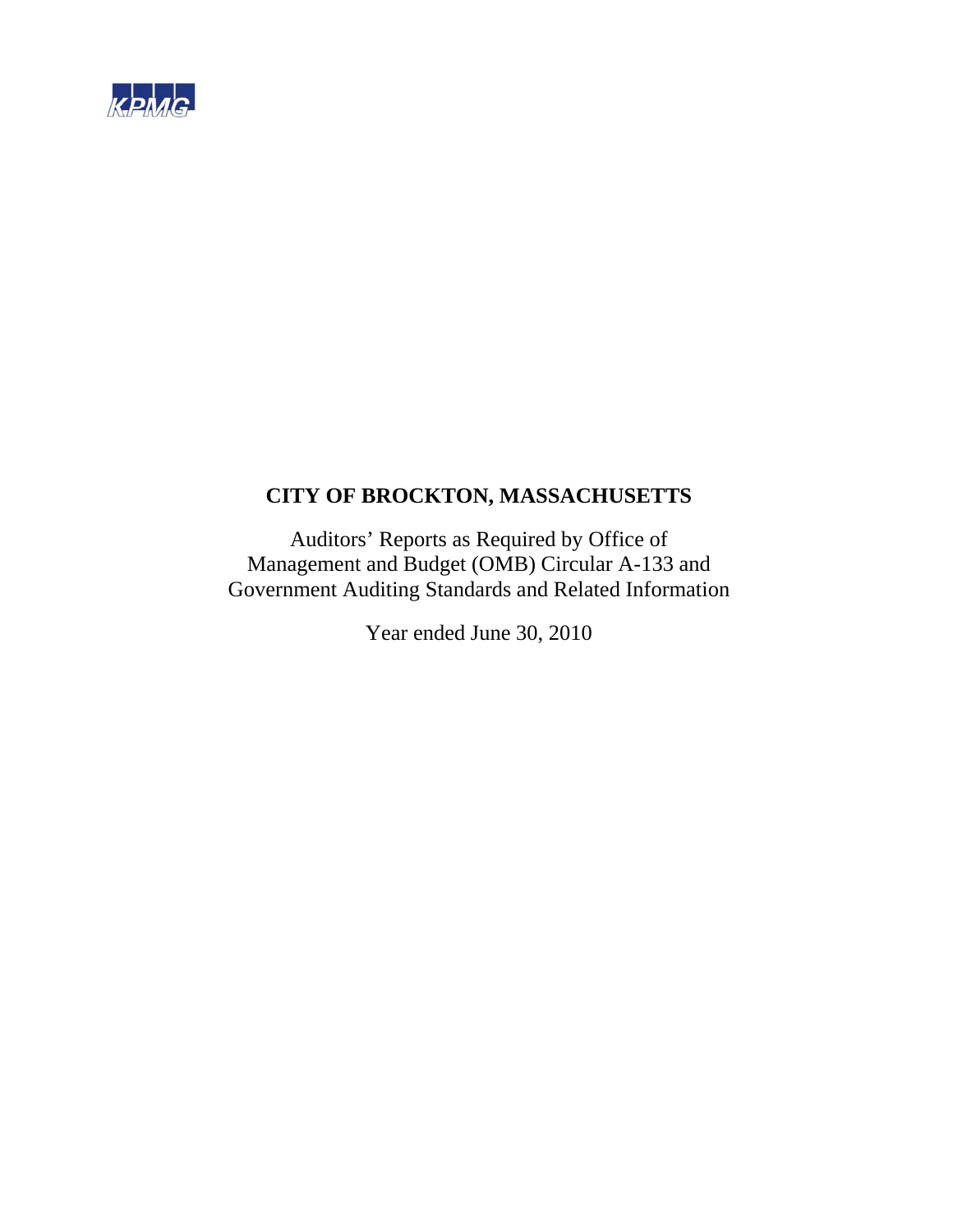KPMG

# CITY OF BROCKTON, MASSACHUSETTS

Auditors’ Reports as Required by Office of Management and Budget (OMB) Circular A-133 and Government Auditing Standards and Related Information

Year ended June 30, 2010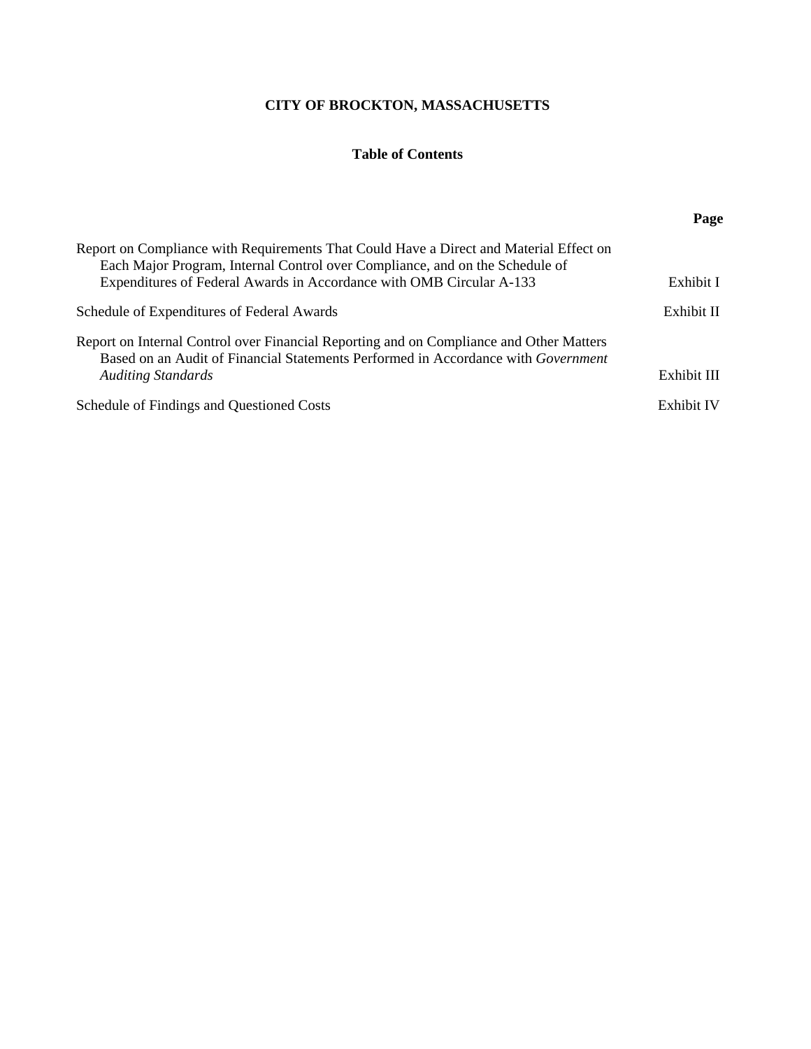# CITY OF BROCKTON, MASSACHUSETTS

## Table of Contents

| | **Page** |
|---|---|
| Report on Compliance with Requirements That Could Have a Direct and Material Effect on Each Major Program, Internal Control over Compliance, and on the Schedule of Expenditures of Federal Awards in Accordance with OMB Circular A-133 | Exhibit I |
| Schedule of Expenditures of Federal Awards | Exhibit II |
| Report on Internal Control over Financial Reporting and on Compliance and Other Matters Based on an Audit of Financial Statements Performed in Accordance with *Government Auditing Standards* | Exhibit III |
| Schedule of Findings and Questioned Costs | Exhibit IV |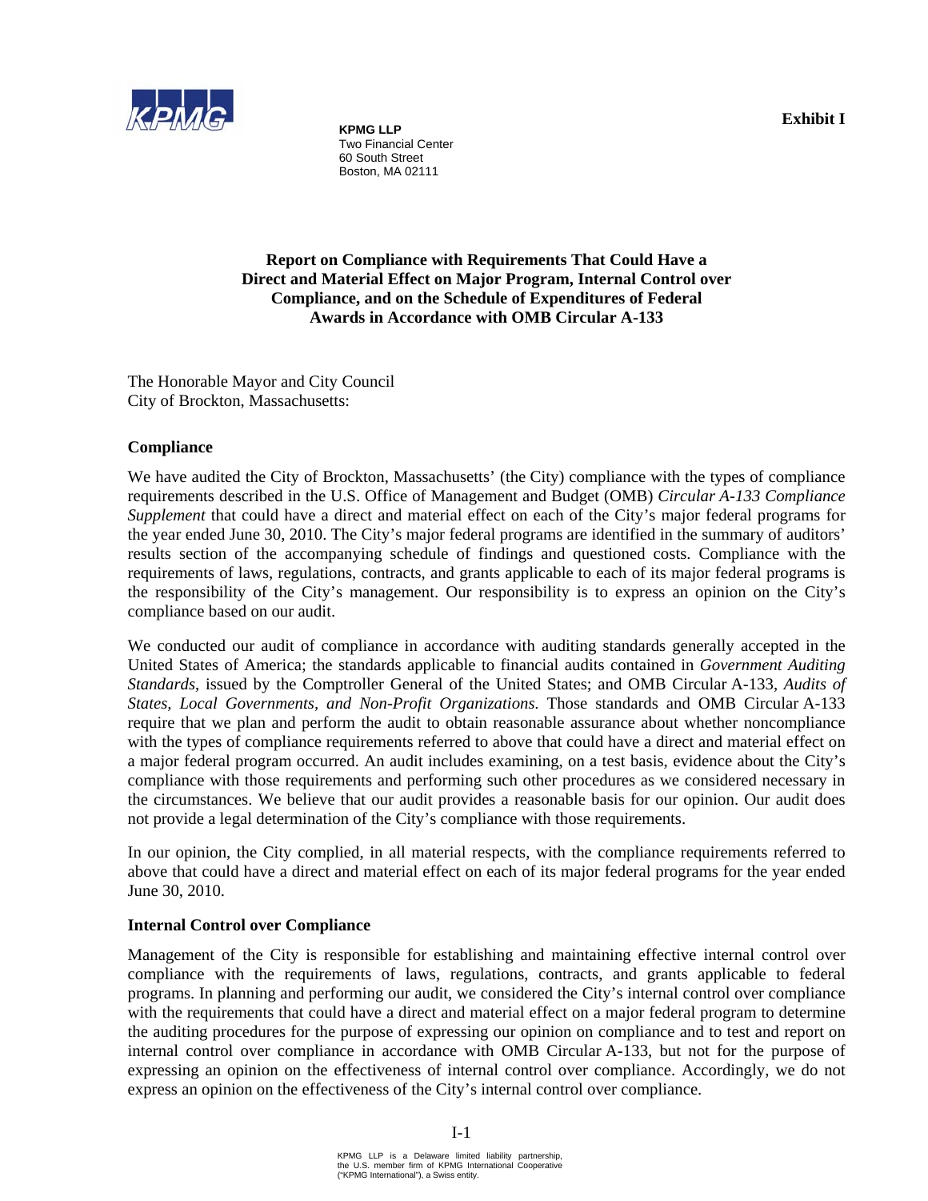**KPMG LLP**
Two Financial Center
60 South Street
Boston, MA 02111

**Exhibit I**

## Report on Compliance with Requirements That Could Have a Direct and Material Effect on Major Program, Internal Control over Compliance, and on the Schedule of Expenditures of Federal Awards in Accordance with OMB Circular A-133

The Honorable Mayor and City Council
City of Brockton, Massachusetts:

### Compliance

We have audited the City of Brockton, Massachusetts' (the City) compliance with the types of compliance requirements described in the U.S. Office of Management and Budget (OMB) *Circular A-133 Compliance Supplement* that could have a direct and material effect on each of the City's major federal programs for the year ended June 30, 2010. The City's major federal programs are identified in the summary of auditors' results section of the accompanying schedule of findings and questioned costs. Compliance with the requirements of laws, regulations, contracts, and grants applicable to each of its major federal programs is the responsibility of the City's management. Our responsibility is to express an opinion on the City's compliance based on our audit.

We conducted our audit of compliance in accordance with auditing standards generally accepted in the United States of America; the standards applicable to financial audits contained in *Government Auditing Standards*, issued by the Comptroller General of the United States; and OMB Circular A-133, *Audits of States, Local Governments, and Non-Profit Organizations.* Those standards and OMB Circular A-133 require that we plan and perform the audit to obtain reasonable assurance about whether noncompliance with the types of compliance requirements referred to above that could have a direct and material effect on a major federal program occurred. An audit includes examining, on a test basis, evidence about the City's compliance with those requirements and performing such other procedures as we considered necessary in the circumstances. We believe that our audit provides a reasonable basis for our opinion. Our audit does not provide a legal determination of the City's compliance with those requirements.

In our opinion, the City complied, in all material respects, with the compliance requirements referred to above that could have a direct and material effect on each of its major federal programs for the year ended June 30, 2010.

### Internal Control over Compliance

Management of the City is responsible for establishing and maintaining effective internal control over compliance with the requirements of laws, regulations, contracts, and grants applicable to federal programs. In planning and performing our audit, we considered the City's internal control over compliance with the requirements that could have a direct and material effect on a major federal program to determine the auditing procedures for the purpose of expressing our opinion on compliance and to test and report on internal control over compliance in accordance with OMB Circular A-133, but not for the purpose of expressing an opinion on the effectiveness of internal control over compliance. Accordingly, we do not express an opinion on the effectiveness of the City's internal control over compliance.

KPMG LLP is a Delaware limited liability partnership, the U.S. member firm of KPMG International Cooperative ("KPMG International"), a Swiss entity.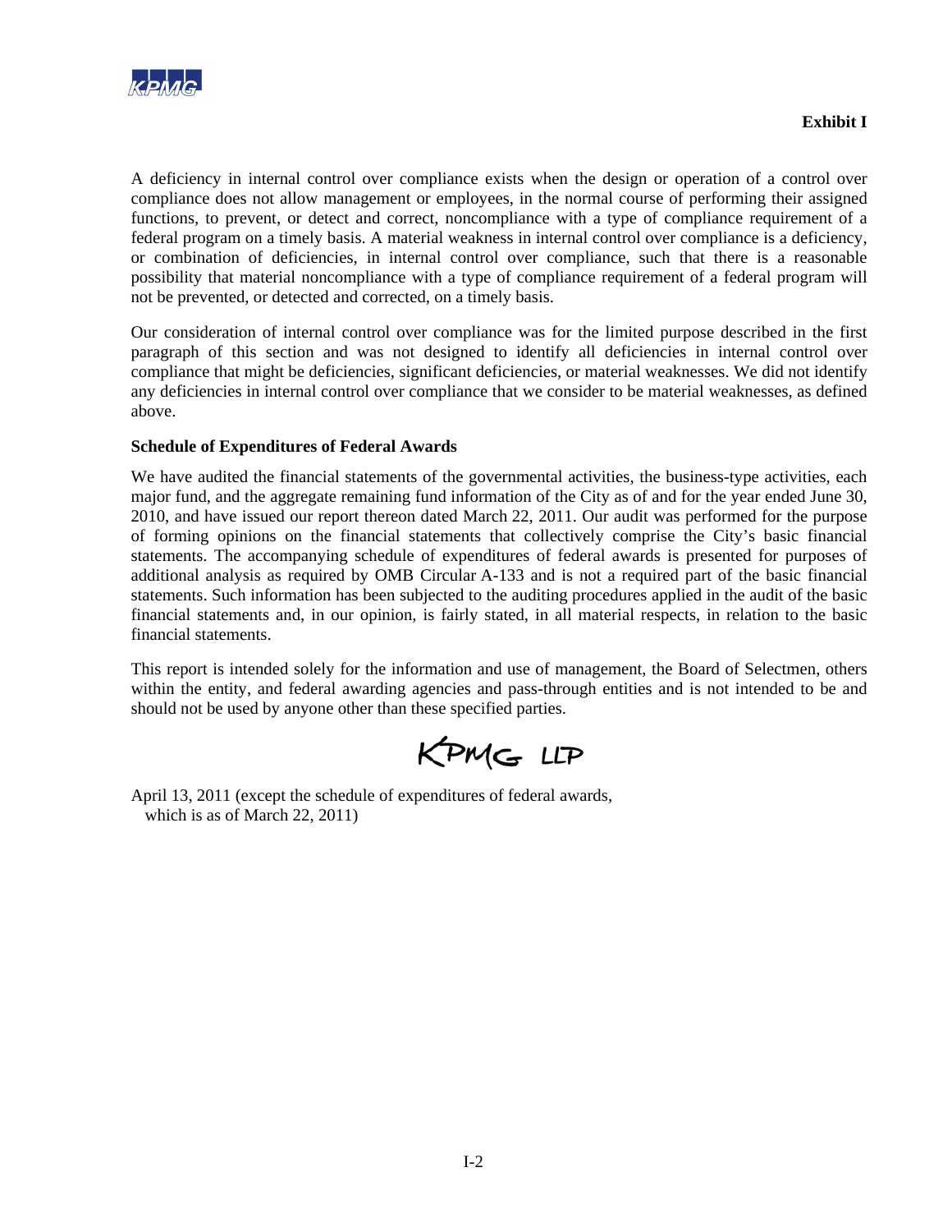**Exhibit I**

A deficiency in internal control over compliance exists when the design or operation of a control over compliance does not allow management or employees, in the normal course of performing their assigned functions, to prevent, or detect and correct, noncompliance with a type of compliance requirement of a federal program on a timely basis. A material weakness in internal control over compliance is a deficiency, or combination of deficiencies, in internal control over compliance, such that there is a reasonable possibility that material noncompliance with a type of compliance requirement of a federal program will not be prevented, or detected and corrected, on a timely basis.

Our consideration of internal control over compliance was for the limited purpose described in the first paragraph of this section and was not designed to identify all deficiencies in internal control over compliance that might be deficiencies, significant deficiencies, or material weaknesses. We did not identify any deficiencies in internal control over compliance that we consider to be material weaknesses, as defined above.

**Schedule of Expenditures of Federal Awards**

We have audited the financial statements of the governmental activities, the business-type activities, each major fund, and the aggregate remaining fund information of the City as of and for the year ended June 30, 2010, and have issued our report thereon dated March 22, 2011. Our audit was performed for the purpose of forming opinions on the financial statements that collectively comprise the City's basic financial statements. The accompanying schedule of expenditures of federal awards is presented for purposes of additional analysis as required by OMB Circular A-133 and is not a required part of the basic financial statements. Such information has been subjected to the auditing procedures applied in the audit of the basic financial statements and, in our opinion, is fairly stated, in all material respects, in relation to the basic financial statements.

This report is intended solely for the information and use of management, the Board of Selectmen, others within the entity, and federal awarding agencies and pass-through entities and is not intended to be and should not be used by anyone other than these specified parties.

KPMG LLP

April 13, 2011 (except the schedule of expenditures of federal awards, which is as of March 22, 2011)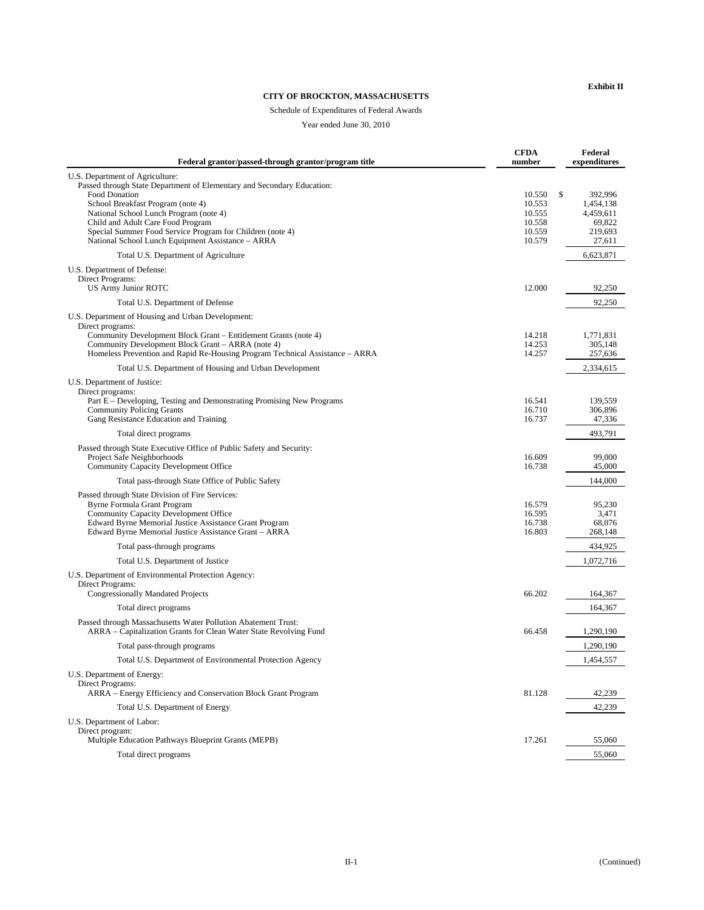**Exhibit II**

**CITY OF BROCKTON, MASSACHUSETTS**

Schedule of Expenditures of Federal Awards

Year ended June 30, 2010

| Federal grantor/passed-through grantor/program title | CFDA number | Federal expenditures |
|---|---|---|
| U.S. Department of Agriculture: | | |
| Passed through State Department of Elementary and Secondary Education: | | |
| Food Donation | 10.550 | $ 392,996 |
| School Breakfast Program (note 4) | 10.553 | 1,454,138 |
| National School Lunch Program (note 4) | 10.555 | 4,459,611 |
| Child and Adult Care Food Program | 10.558 | 69,822 |
| Special Summer Food Service Program for Children (note 4) | 10.559 | 219,693 |
| National School Lunch Equipment Assistance – ARRA | 10.579 | 27,611 |
| Total U.S. Department of Agriculture | | 6,623,871 |
| U.S. Department of Defense: | | |
| Direct Programs: | | |
| US Army Junior ROTC | 12.000 | 92,250 |
| Total U.S. Department of Defense | | 92,250 |
| U.S. Department of Housing and Urban Development: | | |
| Direct programs: | | |
| Community Development Block Grant – Entitlement Grants (note 4) | 14.218 | 1,771,831 |
| Community Development Block Grant – ARRA (note 4) | 14.253 | 305,148 |
| Homeless Prevention and Rapid Re-Housing Program Technical Assistance – ARRA | 14.257 | 257,636 |
| Total U.S. Department of Housing and Urban Development | | 2,334,615 |
| U.S. Department of Justice: | | |
| Direct programs: | | |
| Part E – Developing, Testing and Demonstrating Promising New Programs | 16.541 | 139,559 |
| Community Policing Grants | 16.710 | 306,896 |
| Gang Resistance Education and Training | 16.737 | 47,336 |
| Total direct programs | | 493,791 |
| Passed through State Executive Office of Public Safety and Security: | | |
| Project Safe Neighborhoods | 16.609 | 99,000 |
| Community Capacity Development Office | 16.738 | 45,000 |
| Total pass-through State Office of Public Safety | | 144,000 |
| Passed through State Division of Fire Services: | | |
| Byrne Formula Grant Program | 16.579 | 95,230 |
| Community Capacity Development Office | 16.595 | 3,471 |
| Edward Byrne Memorial Justice Assistance Grant Program | 16.738 | 68,076 |
| Edward Byrne Memorial Justice Assistance Grant – ARRA | 16.803 | 268,148 |
| Total pass-through programs | | 434,925 |
| Total U.S. Department of Justice | | 1,072,716 |
| U.S. Department of Environmental Protection Agency: | | |
| Direct Programs: | | |
| Congressionally Mandated Projects | 66.202 | 164,367 |
| Total direct programs | | 164,367 |
| Passed through Massachusetts Water Pollution Abatement Trust: | | |
| ARRA – Capitalization Grants for Clean Water State Revolving Fund | 66.458 | 1,290,190 |
| Total pass-through programs | | 1,290,190 |
| Total U.S. Department of Environmental Protection Agency | | 1,454,557 |
| U.S. Department of Energy: | | |
| Direct Programs: | | |
| ARRA – Energy Efficiency and Conservation Block Grant Program | 81.128 | 42,239 |
| Total U.S. Department of Energy | | 42,239 |
| U.S. Department of Labor: | | |
| Direct program: | | |
| Multiple Education Pathways Blueprint Grants (MEPB) | 17.261 | 55,060 |
| Total direct programs | | 55,060 |

(Continued)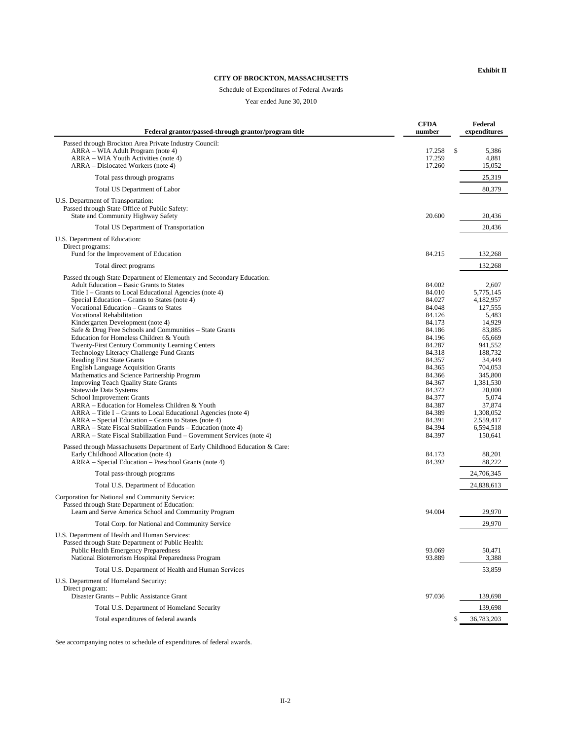**Exhibit II**

**CITY OF BROCKTON, MASSACHUSETTS**

Schedule of Expenditures of Federal Awards

Year ended June 30, 2010

| Federal grantor/passed-through grantor/program title | CFDA number | Federal expenditures |
|---|---|---|
| Passed through Brockton Area Private Industry Council: | | |
| ARRA – WIA Adult Program (note 4) | 17.258 | $ 5,386 |
| ARRA – WIA Youth Activities (note 4) | 17.259 | 4,881 |
| ARRA – Dislocated Workers (note 4) | 17.260 | 15,052 |
| Total pass through programs | | 25,319 |
| Total US Department of Labor | | 80,379 |
| U.S. Department of Transportation: | | |
| Passed through State Office of Public Safety: | | |
| State and Community Highway Safety | 20.600 | 20,436 |
| Total US Department of Transportation | | 20,436 |
| U.S. Department of Education: | | |
| Direct programs: | | |
| Fund for the Improvement of Education | 84.215 | 132,268 |
| Total direct programs | | 132,268 |
| Passed through State Department of Elementary and Secondary Education: | | |
| Adult Education – Basic Grants to States | 84.002 | 2,607 |
| Title I – Grants to Local Educational Agencies (note 4) | 84.010 | 5,775,145 |
| Special Education – Grants to States (note 4) | 84.027 | 4,182,957 |
| Vocational Education – Grants to States | 84.048 | 127,555 |
| Vocational Rehabilitation | 84.126 | 5,483 |
| Kindergarten Development (note 4) | 84.173 | 14,929 |
| Safe & Drug Free Schools and Communities – State Grants | 84.186 | 83,885 |
| Education for Homeless Children & Youth | 84.196 | 65,669 |
| Twenty-First Century Community Learning Centers | 84.287 | 941,552 |
| Technology Literacy Challenge Fund Grants | 84.318 | 188,732 |
| Reading First State Grants | 84.357 | 34,449 |
| English Language Acquisition Grants | 84.365 | 704,053 |
| Mathematics and Science Partnership Program | 84.366 | 345,800 |
| Improving Teach Quality State Grants | 84.367 | 1,381,530 |
| Statewide Data Systems | 84.372 | 20,000 |
| School Improvement Grants | 84.377 | 5,074 |
| ARRA – Education for Homeless Children & Youth | 84.387 | 37,874 |
| ARRA – Title I – Grants to Local Educational Agencies (note 4) | 84.389 | 1,308,052 |
| ARRA – Special Education – Grants to States (note 4) | 84.391 | 2,559,417 |
| ARRA – State Fiscal Stabilization Funds – Education (note 4) | 84.394 | 6,594,518 |
| ARRA – State Fiscal Stabilization Fund – Government Services (note 4) | 84.397 | 150,641 |
| Passed through Massachusetts Department of Early Childhood Education & Care: | | |
| Early Childhood Allocation (note 4) | 84.173 | 88,201 |
| ARRA – Special Education – Preschool Grants (note 4) | 84.392 | 88,222 |
| Total pass-through programs | | 24,706,345 |
| Total U.S. Department of Education | | 24,838,613 |
| Corporation for National and Community Service: | | |
| Passed through State Department of Education: | | |
| Learn and Serve America School and Community Program | 94.004 | 29,970 |
| Total Corp. for National and Community Service | | 29,970 |
| U.S. Department of Health and Human Services: | | |
| Passed through State Department of Public Health: | | |
| Public Health Emergency Preparedness | 93.069 | 50,471 |
| National Bioterrorism Hospital Preparedness Program | 93.889 | 3,388 |
| Total U.S. Department of Health and Human Services | | 53,859 |
| U.S. Department of Homeland Security: | | |
| Direct program: | | |
| Disaster Grants – Public Assistance Grant | 97.036 | 139,698 |
| Total U.S. Department of Homeland Security | | 139,698 |
| Total expenditures of federal awards | | $ 36,783,203 |

See accompanying notes to schedule of expenditures of federal awards.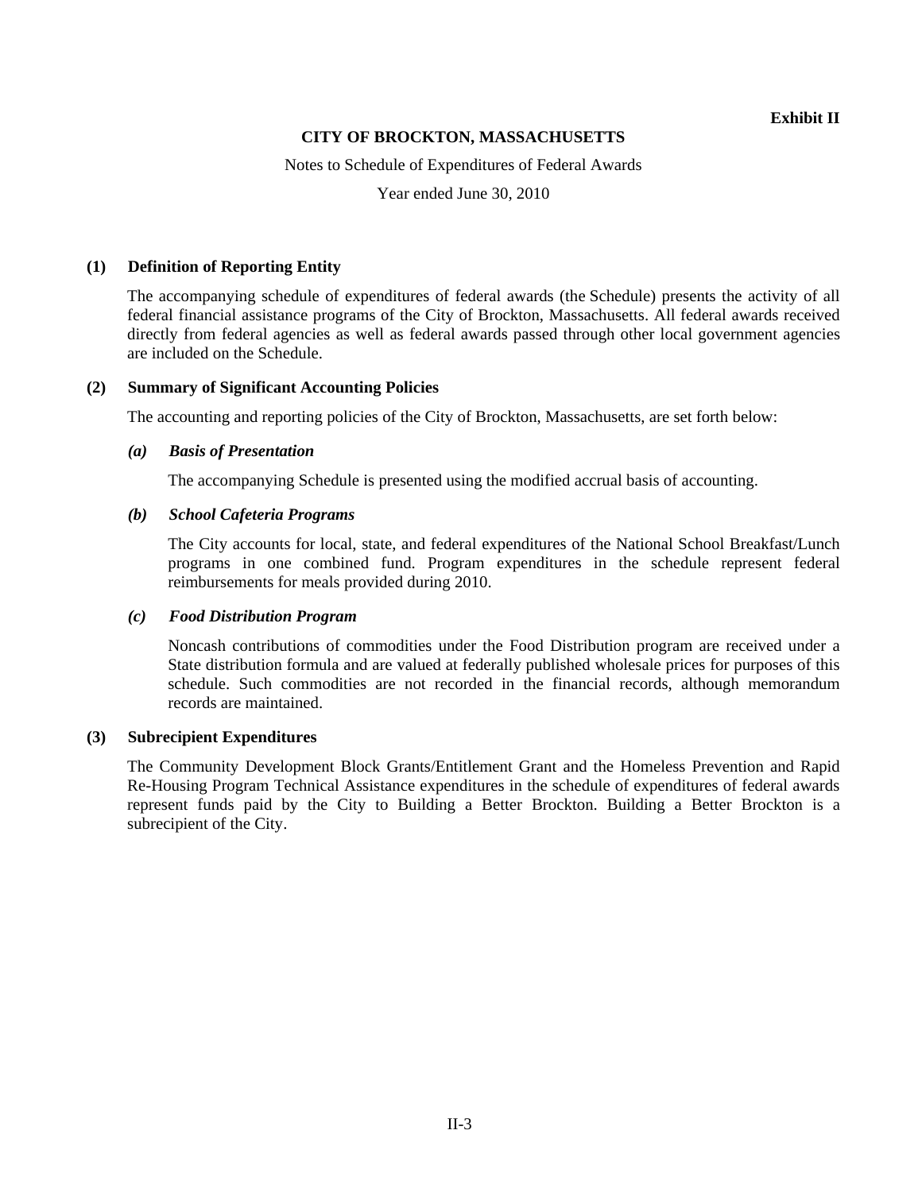Exhibit II

# CITY OF BROCKTON, MASSACHUSETTS

Notes to Schedule of Expenditures of Federal Awards

Year ended June 30, 2010

## (1) Definition of Reporting Entity

The accompanying schedule of expenditures of federal awards (the Schedule) presents the activity of all federal financial assistance programs of the City of Brockton, Massachusetts. All federal awards received directly from federal agencies as well as federal awards passed through other local government agencies are included on the Schedule.

## (2) Summary of Significant Accounting Policies

The accounting and reporting policies of the City of Brockton, Massachusetts, are set forth below:

### *(a) Basis of Presentation*

The accompanying Schedule is presented using the modified accrual basis of accounting.

### *(b) School Cafeteria Programs*

The City accounts for local, state, and federal expenditures of the National School Breakfast/Lunch programs in one combined fund. Program expenditures in the schedule represent federal reimbursements for meals provided during 2010.

### *(c) Food Distribution Program*

Noncash contributions of commodities under the Food Distribution program are received under a State distribution formula and are valued at federally published wholesale prices for purposes of this schedule. Such commodities are not recorded in the financial records, although memorandum records are maintained.

## (3) Subrecipient Expenditures

The Community Development Block Grants/Entitlement Grant and the Homeless Prevention and Rapid Re-Housing Program Technical Assistance expenditures in the schedule of expenditures of federal awards represent funds paid by the City to Building a Better Brockton. Building a Better Brockton is a subrecipient of the City.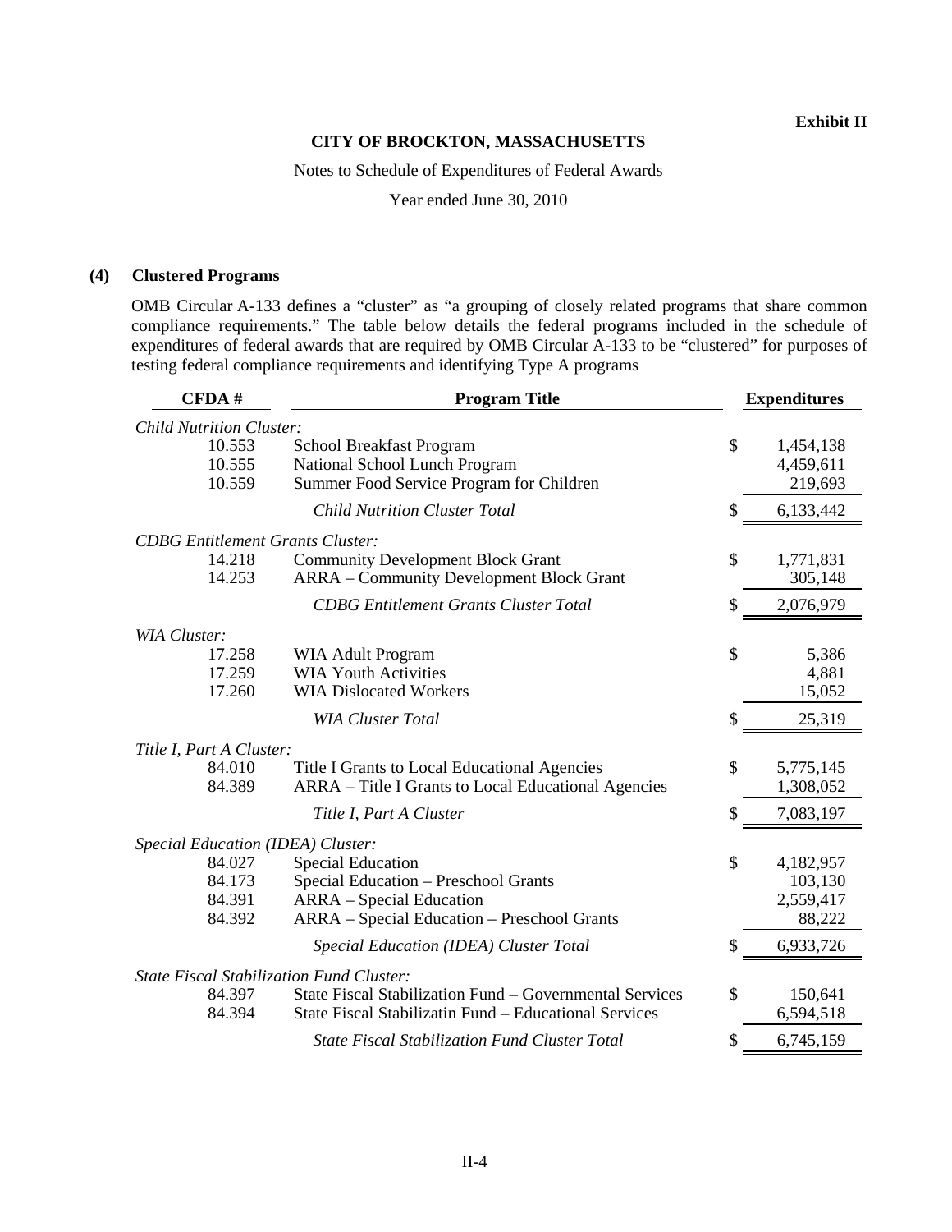**Exhibit II**

**CITY OF BROCKTON, MASSACHUSETTS**

Notes to Schedule of Expenditures of Federal Awards

Year ended June 30, 2010

**(4) Clustered Programs**

OMB Circular A-133 defines a "cluster" as "a grouping of closely related programs that share common compliance requirements." The table below details the federal programs included in the schedule of expenditures of federal awards that are required by OMB Circular A-133 to be "clustered" for purposes of testing federal compliance requirements and identifying Type A programs

| CFDA # | Program Title | Expenditures |
|---|---|---|
| *Child Nutrition Cluster:* | | |
| 10.553 | School Breakfast Program | $ 1,454,138 |
| 10.555 | National School Lunch Program | 4,459,611 |
| 10.559 | Summer Food Service Program for Children | 219,693 |
| | *Child Nutrition Cluster Total* | $ 6,133,442 |
| *CDBG Entitlement Grants Cluster:* | | |
| 14.218 | Community Development Block Grant | $ 1,771,831 |
| 14.253 | ARRA – Community Development Block Grant | 305,148 |
| | *CDBG Entitlement Grants Cluster Total* | $ 2,076,979 |
| *WIA Cluster:* | | |
| 17.258 | WIA Adult Program | $ 5,386 |
| 17.259 | WIA Youth Activities | 4,881 |
| 17.260 | WIA Dislocated Workers | 15,052 |
| | *WIA Cluster Total* | $ 25,319 |
| *Title I, Part A Cluster:* | | |
| 84.010 | Title I Grants to Local Educational Agencies | $ 5,775,145 |
| 84.389 | ARRA – Title I Grants to Local Educational Agencies | 1,308,052 |
| | *Title I, Part A Cluster* | $ 7,083,197 |
| *Special Education (IDEA) Cluster:* | | |
| 84.027 | Special Education | $ 4,182,957 |
| 84.173 | Special Education – Preschool Grants | 103,130 |
| 84.391 | ARRA – Special Education | 2,559,417 |
| 84.392 | ARRA – Special Education – Preschool Grants | 88,222 |
| | *Special Education (IDEA) Cluster Total* | $ 6,933,726 |
| *State Fiscal Stabilization Fund Cluster:* | | |
| 84.397 | State Fiscal Stabilization Fund – Governmental Services | $ 150,641 |
| 84.394 | State Fiscal Stabilizatin Fund – Educational Services | 6,594,518 |
| | *State Fiscal Stabilization Fund Cluster Total* | $ 6,745,159 |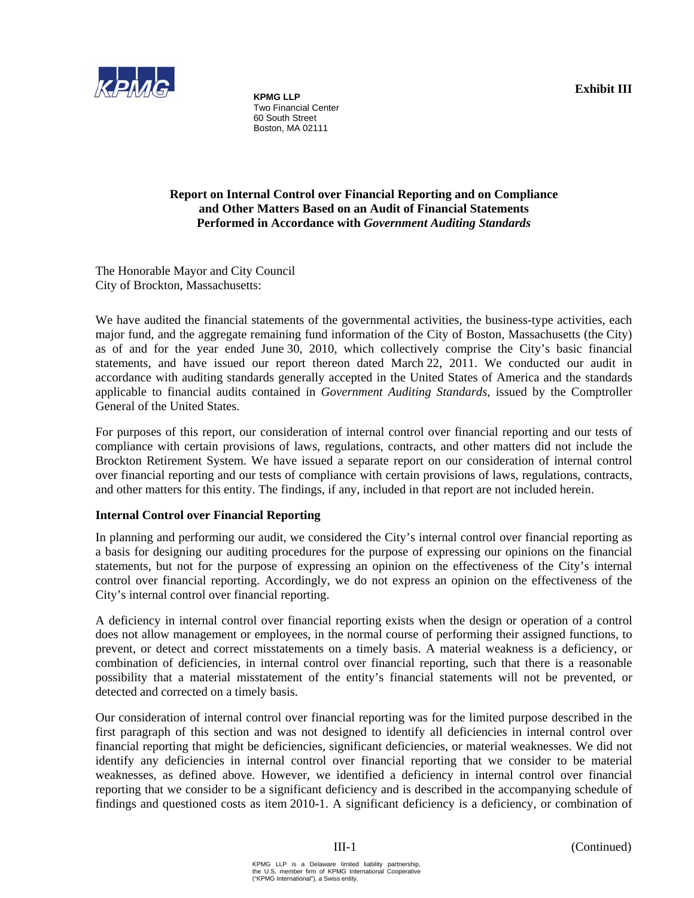**Exhibit III**

**KPMG LLP**
Two Financial Center
60 South Street
Boston, MA 02111

## Report on Internal Control over Financial Reporting and on Compliance and Other Matters Based on an Audit of Financial Statements Performed in Accordance with *Government Auditing Standards*

The Honorable Mayor and City Council
City of Brockton, Massachusetts:

We have audited the financial statements of the governmental activities, the business-type activities, each major fund, and the aggregate remaining fund information of the City of Boston, Massachusetts (the City) as of and for the year ended June 30, 2010, which collectively comprise the City's basic financial statements, and have issued our report thereon dated March 22, 2011. We conducted our audit in accordance with auditing standards generally accepted in the United States of America and the standards applicable to financial audits contained in *Government Auditing Standards*, issued by the Comptroller General of the United States.

For purposes of this report, our consideration of internal control over financial reporting and our tests of compliance with certain provisions of laws, regulations, contracts, and other matters did not include the Brockton Retirement System. We have issued a separate report on our consideration of internal control over financial reporting and our tests of compliance with certain provisions of laws, regulations, contracts, and other matters for this entity. The findings, if any, included in that report are not included herein.

### Internal Control over Financial Reporting

In planning and performing our audit, we considered the City's internal control over financial reporting as a basis for designing our auditing procedures for the purpose of expressing our opinions on the financial statements, but not for the purpose of expressing an opinion on the effectiveness of the City's internal control over financial reporting. Accordingly, we do not express an opinion on the effectiveness of the City's internal control over financial reporting.

A deficiency in internal control over financial reporting exists when the design or operation of a control does not allow management or employees, in the normal course of performing their assigned functions, to prevent, or detect and correct misstatements on a timely basis. A material weakness is a deficiency, or combination of deficiencies, in internal control over financial reporting, such that there is a reasonable possibility that a material misstatement of the entity's financial statements will not be prevented, or detected and corrected on a timely basis.

Our consideration of internal control over financial reporting was for the limited purpose described in the first paragraph of this section and was not designed to identify all deficiencies in internal control over financial reporting that might be deficiencies, significant deficiencies, or material weaknesses. We did not identify any deficiencies in internal control over financial reporting that we consider to be material weaknesses, as defined above. However, we identified a deficiency in internal control over financial reporting that we consider to be a significant deficiency and is described in the accompanying schedule of findings and questioned costs as item 2010-1. A significant deficiency is a deficiency, or combination of

(Continued)

KPMG LLP is a Delaware limited liability partnership, the U.S. member firm of KPMG International Cooperative ("KPMG International"), a Swiss entity.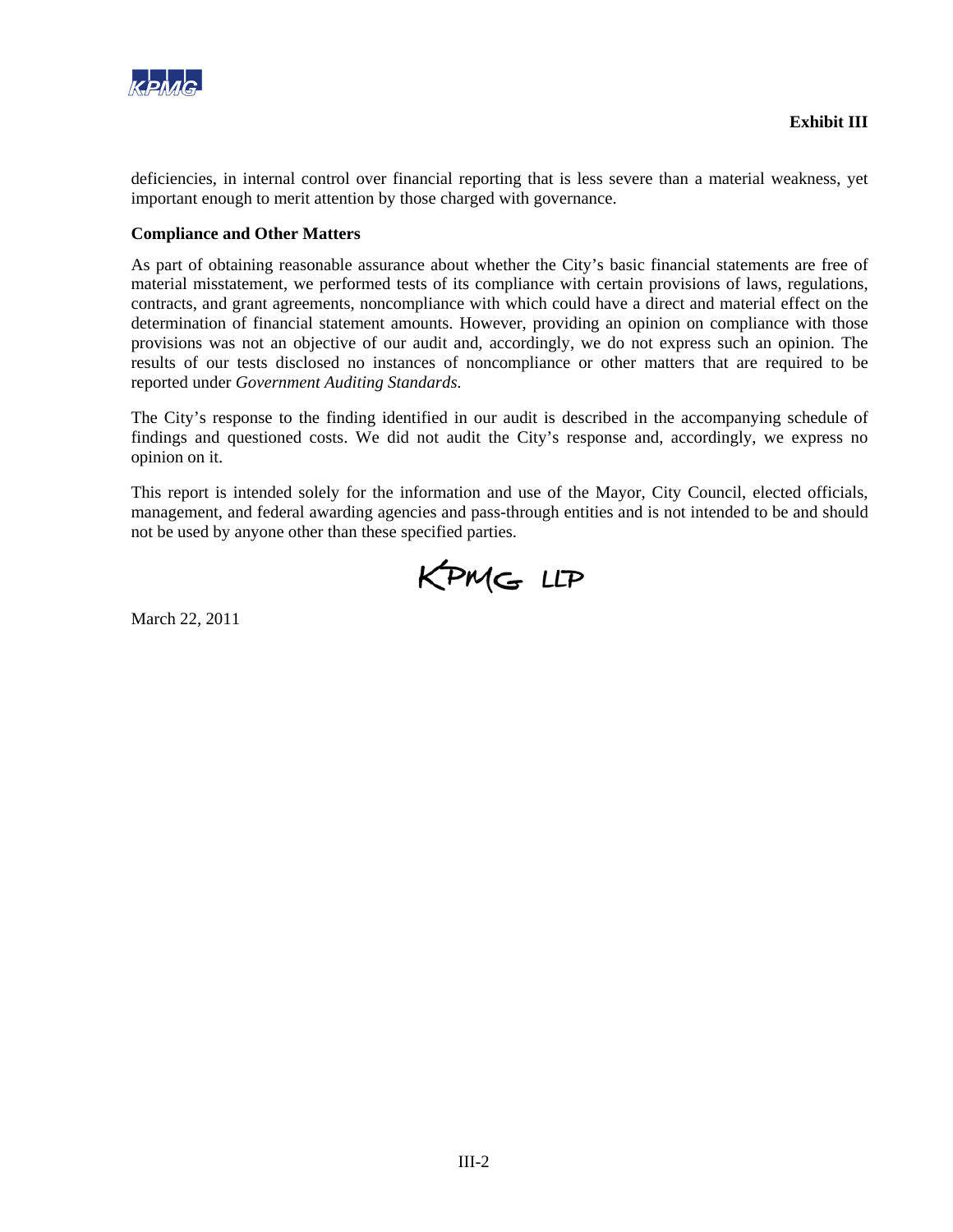**Exhibit III**

deficiencies, in internal control over financial reporting that is less severe than a material weakness, yet important enough to merit attention by those charged with governance.

**Compliance and Other Matters**

As part of obtaining reasonable assurance about whether the City's basic financial statements are free of material misstatement, we performed tests of its compliance with certain provisions of laws, regulations, contracts, and grant agreements, noncompliance with which could have a direct and material effect on the determination of financial statement amounts. However, providing an opinion on compliance with those provisions was not an objective of our audit and, accordingly, we do not express such an opinion. The results of our tests disclosed no instances of noncompliance or other matters that are required to be reported under *Government Auditing Standards.*

The City's response to the finding identified in our audit is described in the accompanying schedule of findings and questioned costs. We did not audit the City's response and, accordingly, we express no opinion on it.

This report is intended solely for the information and use of the Mayor, City Council, elected officials, management, and federal awarding agencies and pass-through entities and is not intended to be and should not be used by anyone other than these specified parties.

KPMG LLP

March 22, 2011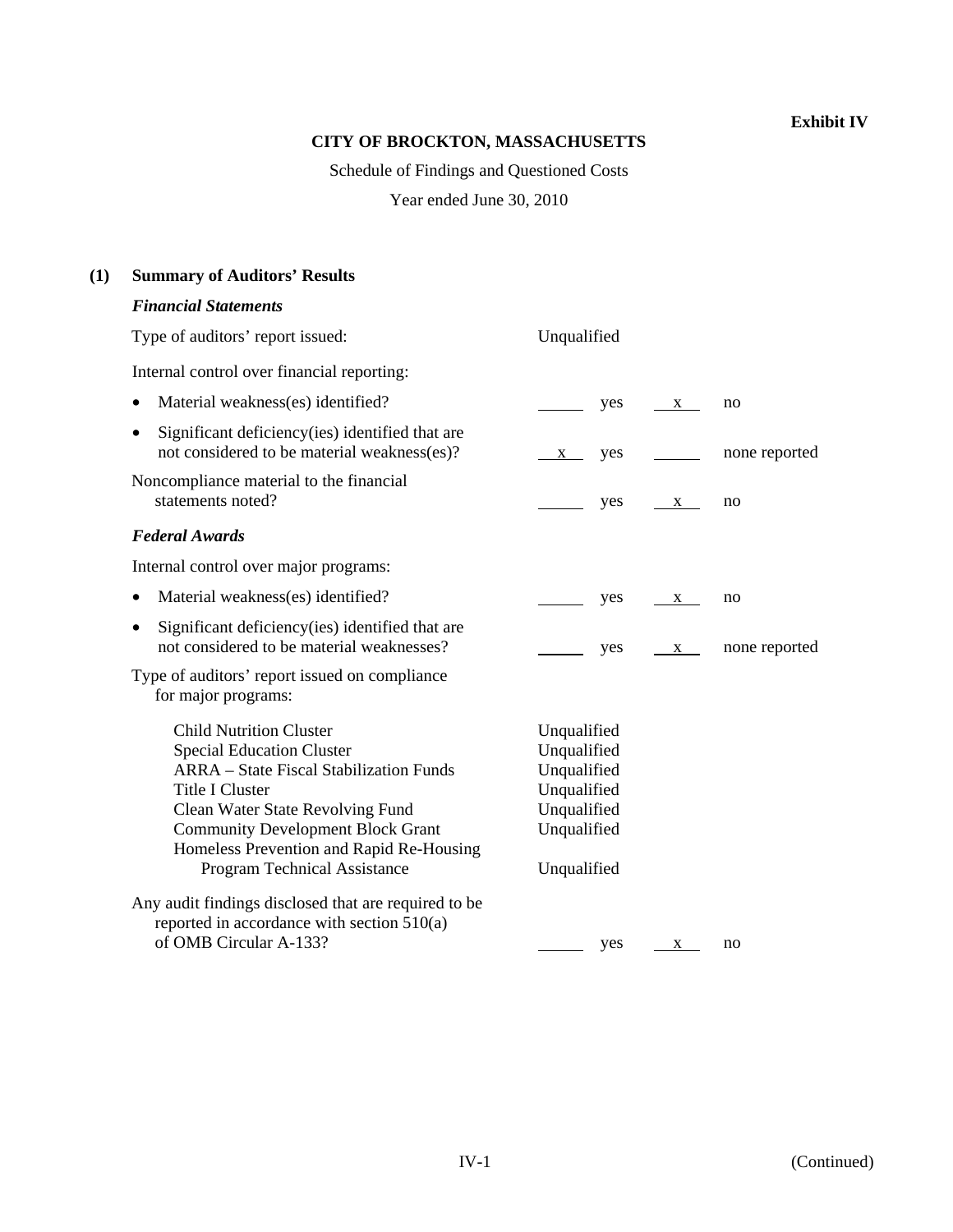**Exhibit IV**

# CITY OF BROCKTON, MASSACHUSETTS

Schedule of Findings and Questioned Costs

Year ended June 30, 2010

## (1) Summary of Auditors' Results

### *Financial Statements*

Type of auditors' report issued: Unqualified

Internal control over financial reporting:

| | | | | |
|---|---|---|---|---|
| • Material weakness(es) identified? | ______ | yes | x | no |
| • Significant deficiency(ies) identified that are not considered to be material weakness(es)? | x | yes | ______ | none reported |
| Noncompliance material to the financial statements noted? | ______ | yes | x | no |

### *Federal Awards*

Internal control over major programs:

| | | | | |
|---|---|---|---|---|
| • Material weakness(es) identified? | ______ | yes | x | no |
| • Significant deficiency(ies) identified that are not considered to be material weaknesses? | ______ | yes | x | none reported |

Type of auditors' report issued on compliance for major programs:

| | |
|---|---|
| Child Nutrition Cluster | Unqualified |
| Special Education Cluster | Unqualified |
| ARRA – State Fiscal Stabilization Funds | Unqualified |
| Title I Cluster | Unqualified |
| Clean Water State Revolving Fund | Unqualified |
| Community Development Block Grant | Unqualified |
| Homeless Prevention and Rapid Re-Housing Program Technical Assistance | Unqualified |

| | | | | |
|---|---|---|---|---|
| Any audit findings disclosed that are required to be reported in accordance with section 510(a) of OMB Circular A-133? | ______ | yes | x | no |

(Continued)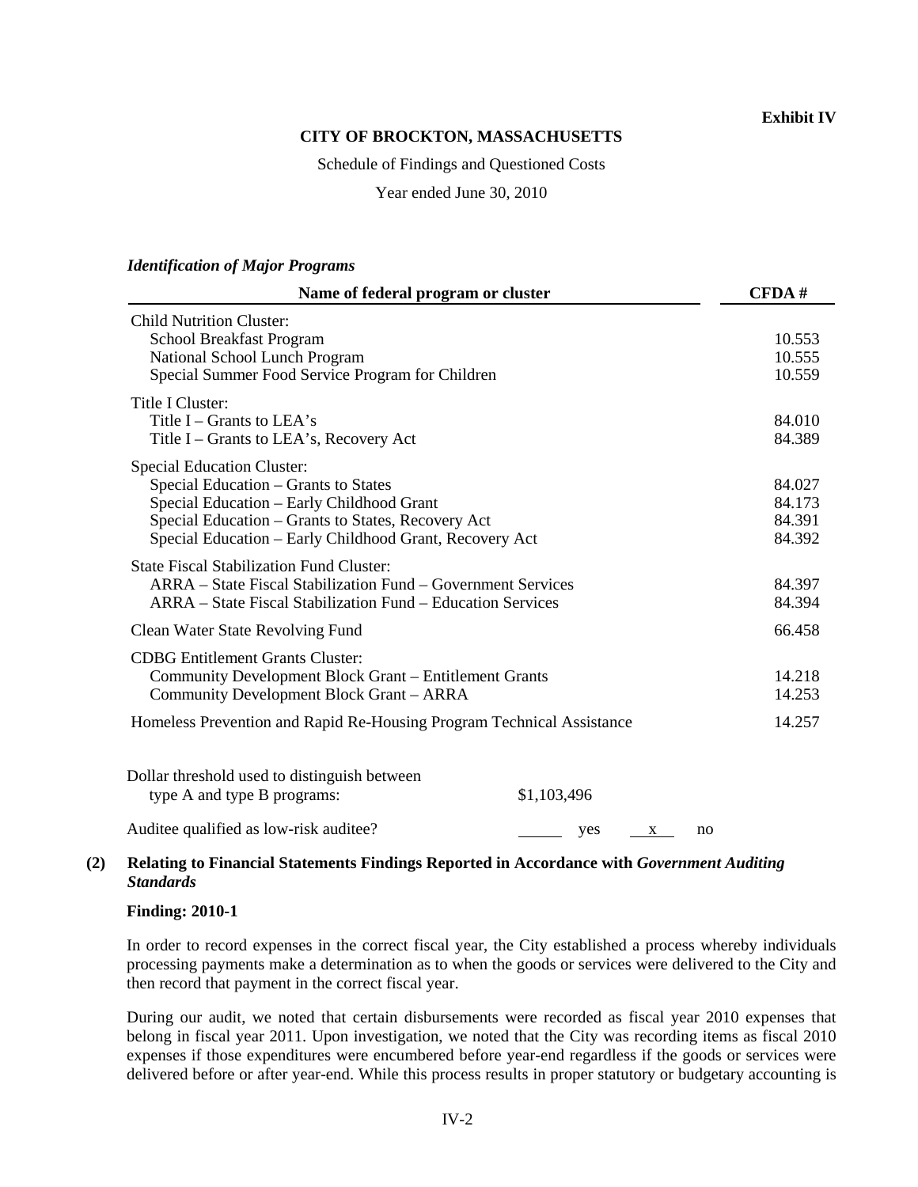**Exhibit IV**

**CITY OF BROCKTON, MASSACHUSETTS**

Schedule of Findings and Questioned Costs

Year ended June 30, 2010

***Identification of Major Programs***

| Name of federal program or cluster | CFDA # |
|---|---|
| Child Nutrition Cluster: | |
| School Breakfast Program | 10.553 |
| National School Lunch Program | 10.555 |
| Special Summer Food Service Program for Children | 10.559 |
| Title I Cluster: | |
| Title I – Grants to LEA's | 84.010 |
| Title I – Grants to LEA's, Recovery Act | 84.389 |
| Special Education Cluster: | |
| Special Education – Grants to States | 84.027 |
| Special Education – Early Childhood Grant | 84.173 |
| Special Education – Grants to States, Recovery Act | 84.391 |
| Special Education – Early Childhood Grant, Recovery Act | 84.392 |
| State Fiscal Stabilization Fund Cluster: | |
| ARRA – State Fiscal Stabilization Fund – Government Services | 84.397 |
| ARRA – State Fiscal Stabilization Fund – Education Services | 84.394 |
| Clean Water State Revolving Fund | 66.458 |
| CDBG Entitlement Grants Cluster: | |
| Community Development Block Grant – Entitlement Grants | 14.218 |
| Community Development Block Grant – ARRA | 14.253 |
| Homeless Prevention and Rapid Re-Housing Program Technical Assistance | 14.257 |

Dollar threshold used to distinguish between type A and type B programs: $1,103,496

Auditee qualified as low-risk auditee? _____ yes __x__ no

**(2) Relating to Financial Statements Findings Reported in Accordance with *Government Auditing Standards***

**Finding: 2010-1**

In order to record expenses in the correct fiscal year, the City established a process whereby individuals processing payments make a determination as to when the goods or services were delivered to the City and then record that payment in the correct fiscal year.

During our audit, we noted that certain disbursements were recorded as fiscal year 2010 expenses that belong in fiscal year 2011. Upon investigation, we noted that the City was recording items as fiscal 2010 expenses if those expenditures were encumbered before year-end regardless if the goods or services were delivered before or after year-end. While this process results in proper statutory or budgetary accounting is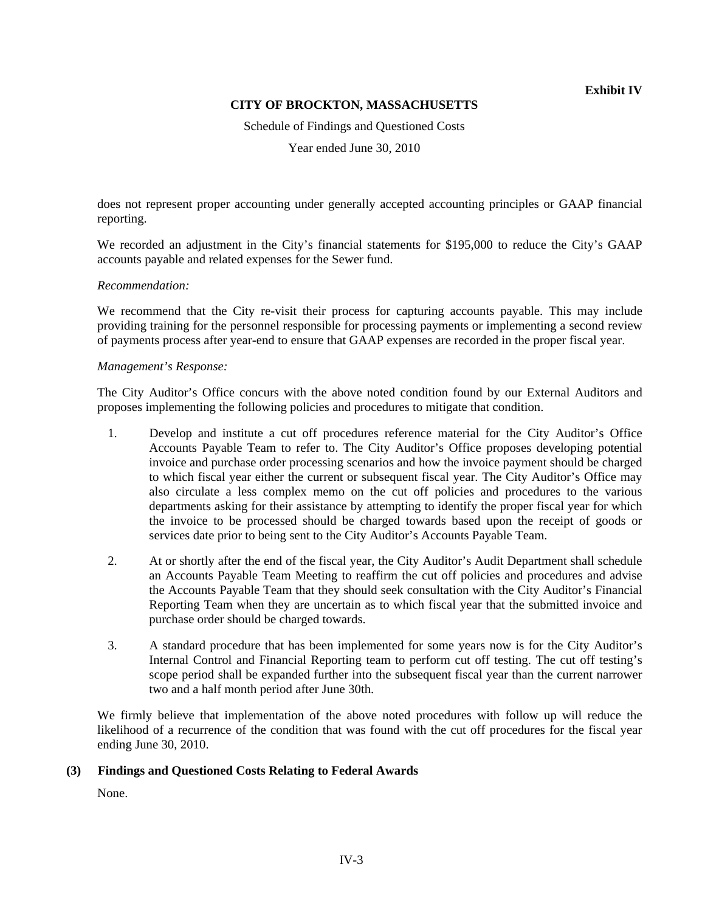does not represent proper accounting under generally accepted accounting principles or GAAP financial reporting.

We recorded an adjustment in the City's financial statements for $195,000 to reduce the City's GAAP accounts payable and related expenses for the Sewer fund.

*Recommendation:*

We recommend that the City re-visit their process for capturing accounts payable. This may include providing training for the personnel responsible for processing payments or implementing a second review of payments process after year-end to ensure that GAAP expenses are recorded in the proper fiscal year.

*Management's Response:*

The City Auditor's Office concurs with the above noted condition found by our External Auditors and proposes implementing the following policies and procedures to mitigate that condition.

1. Develop and institute a cut off procedures reference material for the City Auditor's Office Accounts Payable Team to refer to. The City Auditor's Office proposes developing potential invoice and purchase order processing scenarios and how the invoice payment should be charged to which fiscal year either the current or subsequent fiscal year. The City Auditor's Office may also circulate a less complex memo on the cut off policies and procedures to the various departments asking for their assistance by attempting to identify the proper fiscal year for which the invoice to be processed should be charged towards based upon the receipt of goods or services date prior to being sent to the City Auditor's Accounts Payable Team.

2. At or shortly after the end of the fiscal year, the City Auditor's Audit Department shall schedule an Accounts Payable Team Meeting to reaffirm the cut off policies and procedures and advise the Accounts Payable Team that they should seek consultation with the City Auditor's Financial Reporting Team when they are uncertain as to which fiscal year that the submitted invoice and purchase order should be charged towards.

3. A standard procedure that has been implemented for some years now is for the City Auditor's Internal Control and Financial Reporting team to perform cut off testing. The cut off testing's scope period shall be expanded further into the subsequent fiscal year than the current narrower two and a half month period after June 30th.

We firmly believe that implementation of the above noted procedures with follow up will reduce the likelihood of a recurrence of the condition that was found with the cut off procedures for the fiscal year ending June 30, 2010.

## (3) Findings and Questioned Costs Relating to Federal Awards

None.